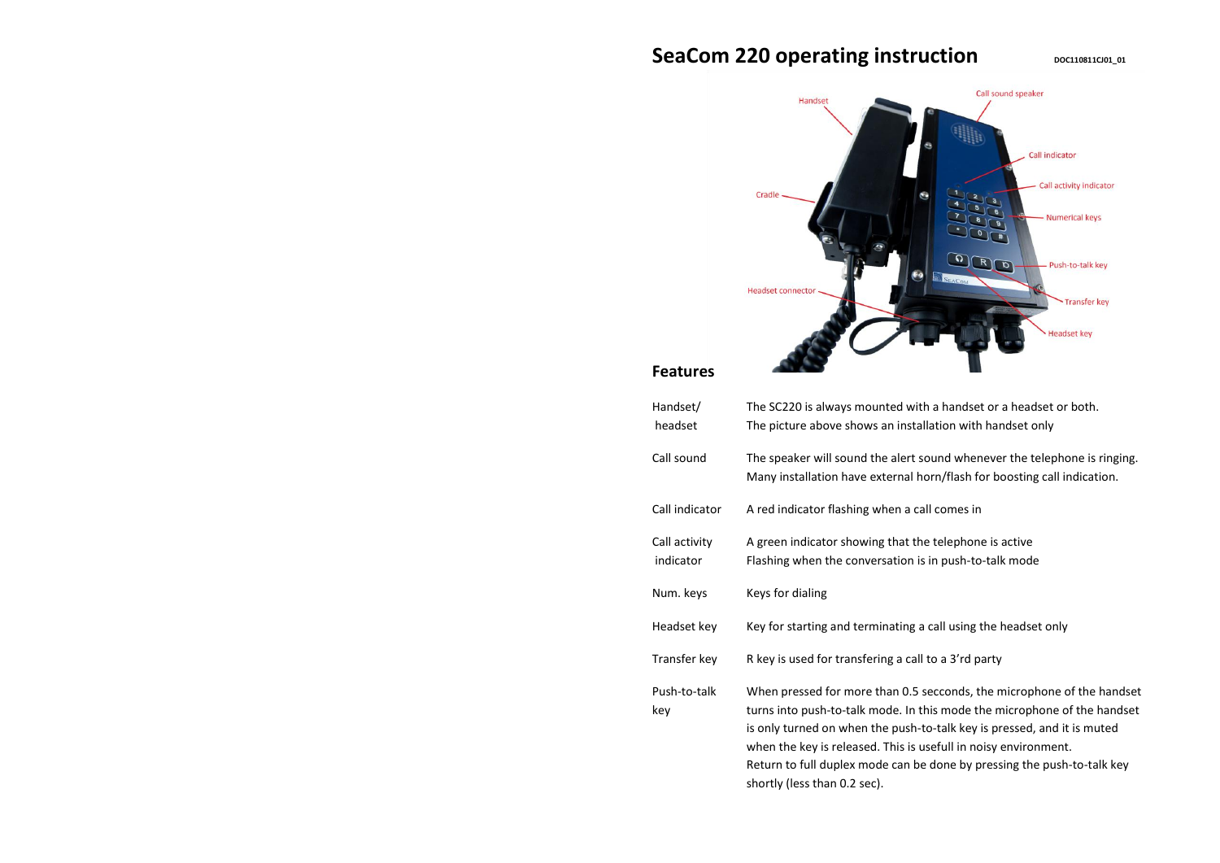# SeaCom 220 operating instruction

DOC110811CJ01_01

## Features

| | |
|---|---|
| Handset/ headset | The SC220 is always mounted with a handset or a headset or both. The picture above shows an installation with handset only |
| Call sound | The speaker will sound the alert sound whenever the telephone is ringing. Many installation have external horn/flash for boosting call indication. |
| Call indicator | A red indicator flashing when a call comes in |
| Call activity indicator | A green indicator showing that the telephone is active Flashing when the conversation is in push-to-talk mode |
| Num. keys | Keys for dialing |
| Headset key | Key for starting and terminating a call using the headset only |
| Transfer key | R key is used for transfering a call to a 3'rd party |
| Push-to-talk key | When pressed for more than 0.5 secconds, the microphone of the handset turns into push-to-talk mode. In this mode the microphone of the handset is only turned on when the push-to-talk key is pressed, and it is muted when the key is released. This is usefull in noisy environment. Return to full duplex mode can be done by pressing the push-to-talk key shortly (less than 0.2 sec). |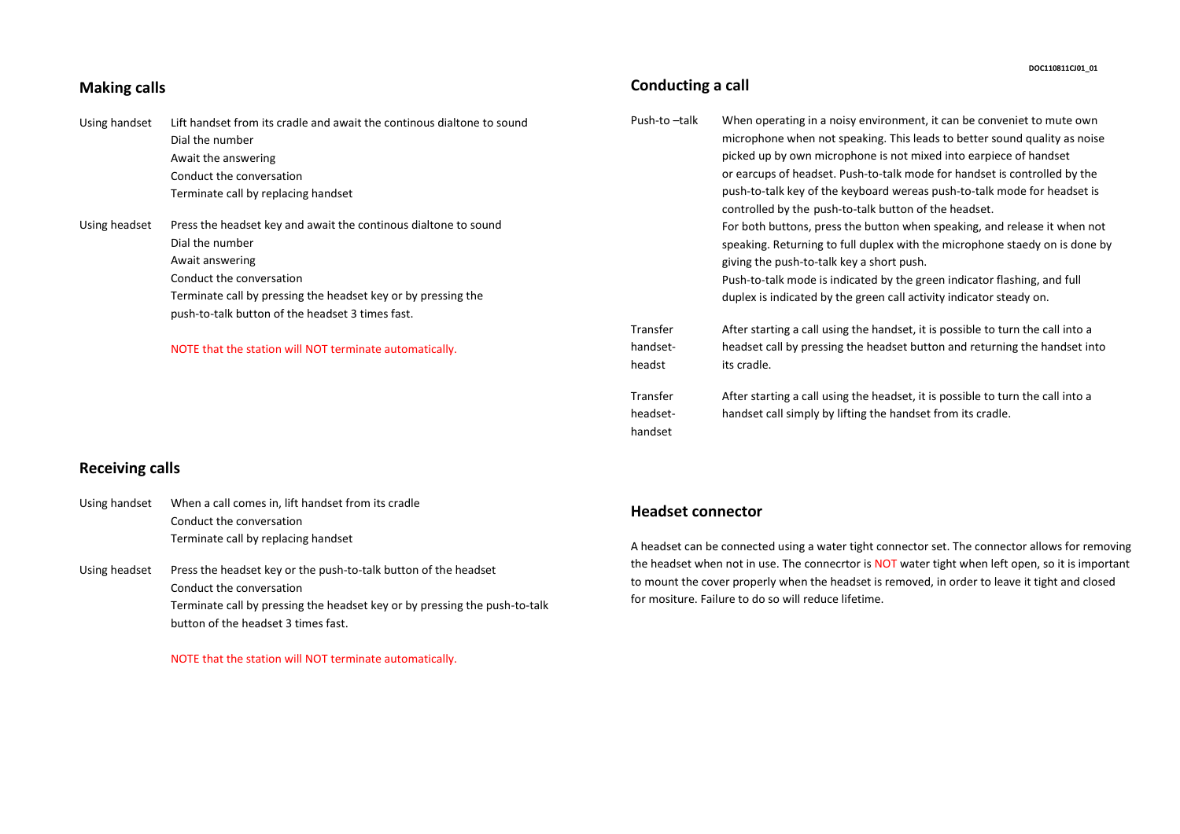## Making calls

Using handset
Lift handset from its cradle and await the continous dialtone to sound
Dial the number
Await the answering
Conduct the conversation
Terminate call by replacing handset

Using headset
Press the headset key and await the continous dialtone to sound
Dial the number
Await answering
Conduct the conversation
Terminate call by pressing the headset key or by pressing the push-to-talk button of the headset 3 times fast.

NOTE that the station will NOT terminate automatically.

## Receiving calls

Using handset
When a call comes in, lift handset from its cradle
Conduct the conversation
Terminate call by replacing handset

Using headset
Press the headset key or the push-to-talk button of the headset
Conduct the conversation
Terminate call by pressing the headset key or by pressing the push-to-talk button of the headset 3 times fast.

NOTE that the station will NOT terminate automatically.

## Conducting a call

Push-to –talk
When operating in a noisy environment, it can be conveniet to mute own microphone when not speaking. This leads to better sound quality as noise picked up by own microphone is not mixed into earpiece of handset or earcups of headset. Push-to-talk mode for handset is controlled by the push-to-talk key of the keyboard wereas push-to-talk mode for headset is controlled by the push-to-talk button of the headset.
For both buttons, press the button when speaking, and release it when not speaking. Returning to full duplex with the microphone staedy on is done by giving the push-to-talk key a short push.
Push-to-talk mode is indicated by the green indicator flashing, and full duplex is indicated by the green call activity indicator steady on.

Transfer handset-headst
After starting a call using the handset, it is possible to turn the call into a headset call by pressing the headset button and returning the handset into its cradle.

Transfer headset-handset
After starting a call using the headset, it is possible to turn the call into a handset call simply by lifting the handset from its cradle.

## Headset connector

A headset can be connected using a water tight connector set. The connector allows for removing the headset when not in use. The connecrtor is NOT water tight when left open, so it is important to mount the cover properly when the headset is removed, in order to leave it tight and closed for mositure. Failure to do so will reduce lifetime.